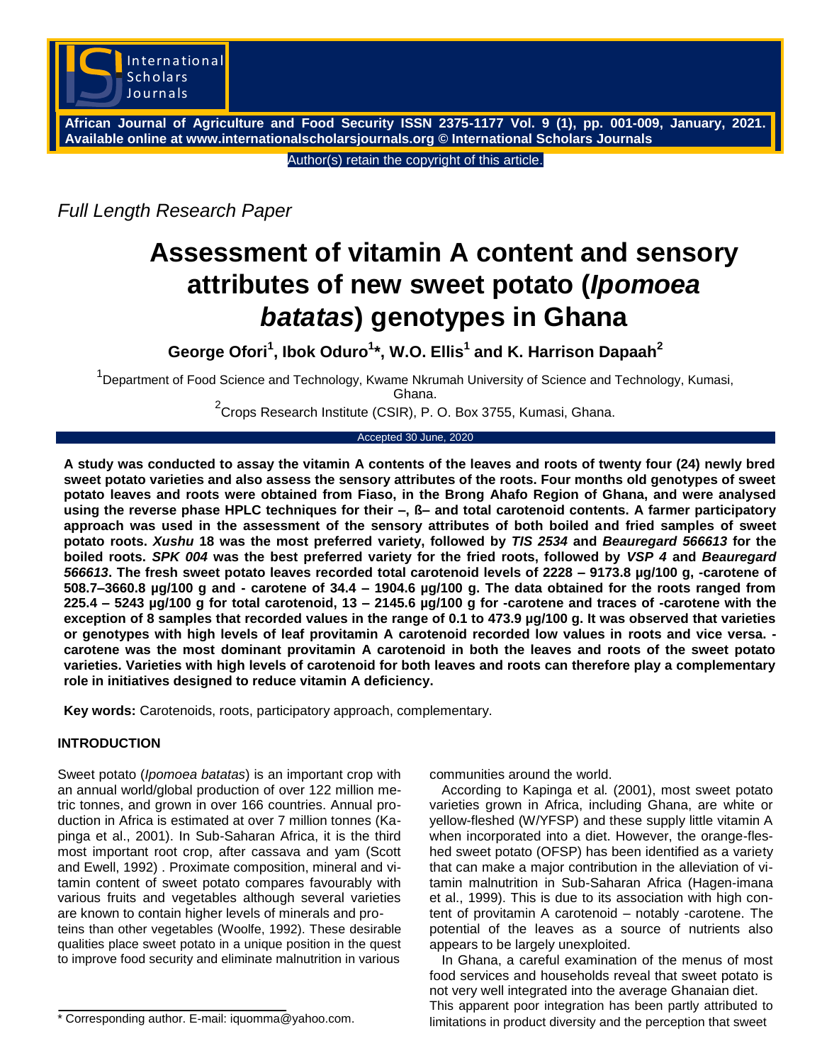Full Length Research Paper

# Assessment of vitamin A content and sensory attributes of new sweet potato (*Ipomoea batatas*) genotypes in Ghana

**George Ofori[1], Ibok Oduro[1]*, W.O. Ellis[1] and K. Harrison Dapaah[2]**

[1]Department of Food Science and Technology, Kwame Nkrumah University of Science and Technology, Kumasi, Ghana.

[2]Crops Research Institute (CSIR), P. O. Box 3755, Kumasi, Ghana.

Accepted 30 June, 2020

**A study was conducted to assay the vitamin A contents of the leaves and roots of twenty four (24) newly bred sweet potato varieties and also assess the sensory attributes of the roots. Four months old genotypes of sweet potato leaves and roots were obtained from Fiaso, in the Brong Ahafo Region of Ghana, and were analysed using the reverse phase HPLC techniques for their –, ß– and total carotenoid contents. A farmer participatory approach was used in the assessment of the sensory attributes of both boiled and fried samples of sweet potato roots. *Xushu* 18 was the most preferred variety, followed by *TIS 2534* and *Beauregard 566613* for the boiled roots. *SPK 004* was the best preferred variety for the fried roots, followed by *VSP 4* and *Beauregard 566613*. The fresh sweet potato leaves recorded total carotenoid levels of 2228 – 9173.8 µg/100 g, -carotene of 508.7–3660.8 µg/100 g and - carotene of 34.4 – 1904.6 µg/100 g. The data obtained for the roots ranged from 225.4 – 5243 µg/100 g for total carotenoid, 13 – 2145.6 µg/100 g for -carotene and traces of -carotene with the exception of 8 samples that recorded values in the range of 0.1 to 473.9 µg/100 g. It was observed that varieties or genotypes with high levels of leaf provitamin A carotenoid recorded low values in roots and vice versa. -carotene was the most dominant provitamin A carotenoid in both the leaves and roots of the sweet potato varieties. Varieties with high levels of carotenoid for both leaves and roots can therefore play a complementary role in initiatives designed to reduce vitamin A deficiency.**

**Key words:** Carotenoids, roots, participatory approach, complementary.

## INTRODUCTION

Sweet potato (*Ipomoea batatas*) is an important crop with an annual world/global production of over 122 million metric tonnes, and grown in over 166 countries. Annual production in Africa is estimated at over 7 million tonnes (Kapinga et al., 2001). In Sub-Saharan Africa, it is the third most important root crop, after cassava and yam (Scott and Ewell, 1992) . Proximate composition, mineral and vitamin content of sweet potato compares favourably with various fruits and vegetables although several varieties are known to contain higher levels of minerals and proteins than other vegetables (Woolfe, 1992). These desirable qualities place sweet potato in a unique position in the quest to improve food security and eliminate malnutrition in various communities around the world.

According to Kapinga et al. (2001), most sweet potato varieties grown in Africa, including Ghana, are white or yellow-fleshed (W/YFSP) and these supply little vitamin A when incorporated into a diet. However, the orange-fleshed sweet potato (OFSP) has been identified as a variety that can make a major contribution in the alleviation of vitamin malnutrition in Sub-Saharan Africa (Hagen-imana et al., 1999). This is due to its association with high content of provitamin A carotenoid – notably -carotene. The potential of the leaves as a source of nutrients also appears to be largely unexploited.

In Ghana, a careful examination of the menus of most food services and households reveal that sweet potato is not very well integrated into the average Ghanaian diet. This apparent poor integration has been partly attributed to limitations in product diversity and the perception that sweet

\* Corresponding author. E-mail: iquomma@yahoo.com.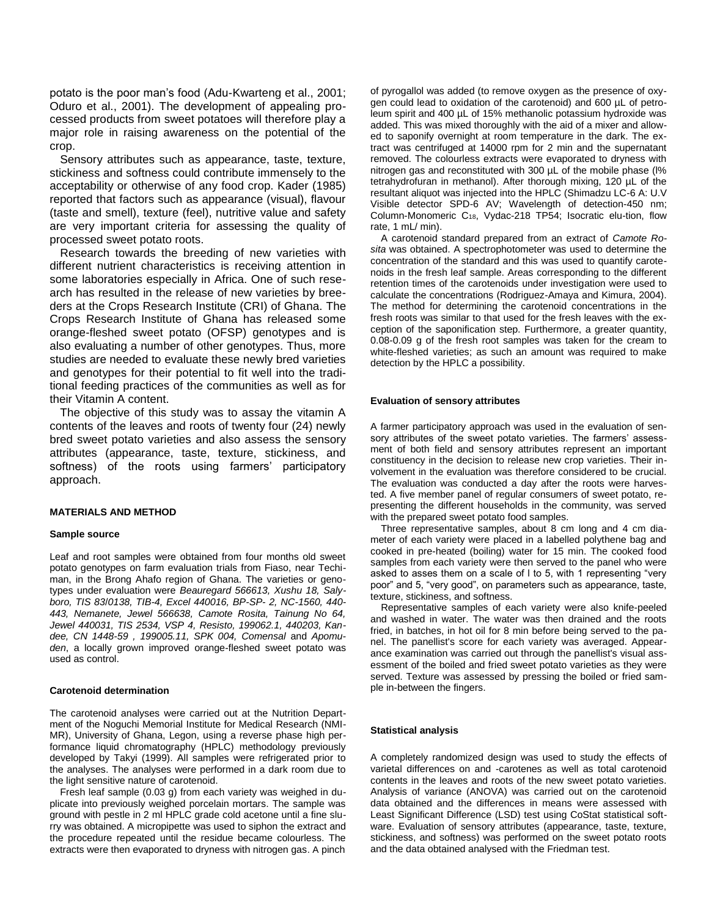potato is the poor man's food (Adu-Kwarteng et al., 2001; Oduro et al., 2001). The development of appealing processed products from sweet potatoes will therefore play a major role in raising awareness on the potential of the crop.

Sensory attributes such as appearance, taste, texture, stickiness and softness could contribute immensely to the acceptability or otherwise of any food crop. Kader (1985) reported that factors such as appearance (visual), flavour (taste and smell), texture (feel), nutritive value and safety are very important criteria for assessing the quality of processed sweet potato roots.

Research towards the breeding of new varieties with different nutrient characteristics is receiving attention in some laboratories especially in Africa. One of such research has resulted in the release of new varieties by breeders at the Crops Research Institute (CRI) of Ghana. The Crops Research Institute of Ghana has released some orange-fleshed sweet potato (OFSP) genotypes and is also evaluating a number of other genotypes. Thus, more studies are needed to evaluate these newly bred varieties and genotypes for their potential to fit well into the traditional feeding practices of the communities as well as for their Vitamin A content.

The objective of this study was to assay the vitamin A contents of the leaves and roots of twenty four (24) newly bred sweet potato varieties and also assess the sensory attributes (appearance, taste, texture, stickiness, and softness) of the roots using farmers' participatory approach.

## MATERIALS AND METHOD

### Sample source

Leaf and root samples were obtained from four months old sweet potato genotypes on farm evaluation trials from Fiaso, near Techiman, in the Brong Ahafo region of Ghana. The varieties or genotypes under evaluation were *Beauregard 566613, Xushu 18, Salyboro, TIS 83/0138, TIB-4, Excel 440016, BP-SP- 2, NC-1560, 440-443, Nemanete, Jewel 566638, Camote Rosita, Tainung No 64, Jewel 440031, TIS 2534, VSP 4, Resisto, 199062.1, 440203, Kandee, CN 1448-59 , 199005.11, SPK 004, Comensal* and *Apomuden*, a locally grown improved orange-fleshed sweet potato was used as control.

### Carotenoid determination

The carotenoid analyses were carried out at the Nutrition Department of the Noguchi Memorial Institute for Medical Research (NMIMR), University of Ghana, Legon, using a reverse phase high performance liquid chromatography (HPLC) methodology previously developed by Takyi (1999). All samples were refrigerated prior to the analyses. The analyses were performed in a dark room due to the light sensitive nature of carotenoid.

Fresh leaf sample (0.03 g) from each variety was weighed in duplicate into previously weighed porcelain mortars. The sample was ground with pestle in 2 ml HPLC grade cold acetone until a fine slurry was obtained. A micropipette was used to siphon the extract and the procedure repeated until the residue became colourless. The extracts were then evaporated to dryness with nitrogen gas. A pinch of pyrogallol was added (to remove oxygen as the presence of oxygen could lead to oxidation of the carotenoid) and 600 µL of petroleum spirit and 400 µL of 15% methanolic potassium hydroxide was added. This was mixed thoroughly with the aid of a mixer and allowed to saponify overnight at room temperature in the dark. The extract was centrifuged at 14000 rpm for 2 min and the supernatant removed. The colourless extracts were evaporated to dryness with nitrogen gas and reconstituted with 300 µL of the mobile phase (l% tetrahydrofuran in methanol). After thorough mixing, 120 µL of the resultant aliquot was injected into the HPLC (Shimadzu LC-6 A: U.V Visible detector SPD-6 AV; Wavelength of detection-450 nm; Column-Monomeric $C_{18}$, Vydac-218 TP54; Isocratic elu-tion, flow rate, 1 mL/ min).

A carotenoid standard prepared from an extract of *Camote Rosita* was obtained. A spectrophotometer was used to determine the concentration of the standard and this was used to quantify carotenoids in the fresh leaf sample. Areas corresponding to the different retention times of the carotenoids under investigation were used to calculate the concentrations (Rodriguez-Amaya and Kimura, 2004). The method for determining the carotenoid concentrations in the fresh roots was similar to that used for the fresh leaves with the exception of the saponification step. Furthermore, a greater quantity, 0.08-0.09 g of the fresh root samples was taken for the cream to white-fleshed varieties; as such an amount was required to make detection by the HPLC a possibility.

### Evaluation of sensory attributes

A farmer participatory approach was used in the evaluation of sensory attributes of the sweet potato varieties. The farmers' assessment of both field and sensory attributes represent an important constituency in the decision to release new crop varieties. Their involvement in the evaluation was therefore considered to be crucial. The evaluation was conducted a day after the roots were harvested. A five member panel of regular consumers of sweet potato, representing the different households in the community, was served with the prepared sweet potato food samples.

Three representative samples, about 8 cm long and 4 cm diameter of each variety were placed in a labelled polythene bag and cooked in pre-heated (boiling) water for 15 min. The cooked food samples from each variety were then served to the panel who were asked to asses them on a scale of l to 5, with 1 representing "very poor" and 5, "very good", on parameters such as appearance, taste, texture, stickiness, and softness.

Representative samples of each variety were also knife-peeled and washed in water. The water was then drained and the roots fried, in batches, in hot oil for 8 min before being served to the panel. The panellist's score for each variety was averaged. Appearance examination was carried out through the panellist's visual assessment of the boiled and fried sweet potato varieties as they were served. Texture was assessed by pressing the boiled or fried sample in-between the fingers.

### Statistical analysis

A completely randomized design was used to study the effects of varietal differences on and -carotenes as well as total carotenoid contents in the leaves and roots of the new sweet potato varieties. Analysis of variance (ANOVA) was carried out on the carotenoid data obtained and the differences in means were assessed with Least Significant Difference (LSD) test using CoStat statistical software. Evaluation of sensory attributes (appearance, taste, texture, stickiness, and softness) was performed on the sweet potato roots and the data obtained analysed with the Friedman test.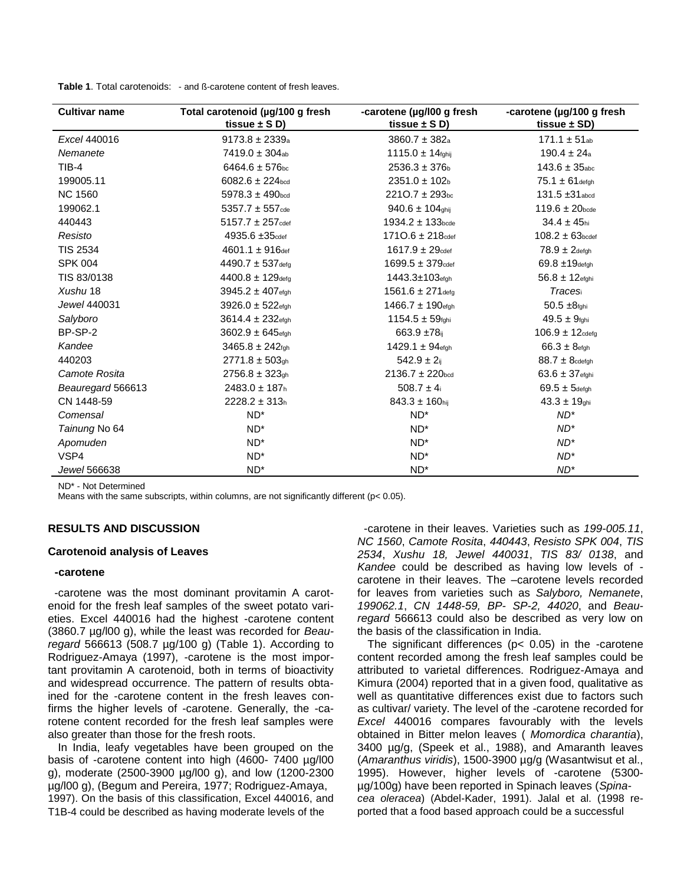**Table 1**. Total carotenoids: - and ß-carotene content of fresh leaves.

| Cultivar name | Total carotenoid (µg/100 g fresh tissue ± S D) | -carotene (µg/l00 g fresh tissue ± S D) | -carotene (µg/100 g fresh tissue ± SD) |
|---|---|---|---|
| *Excel* 440016 | 9173.8 ± 2339$_{a}$ | 3860.7 ± 382$_{a}$ | 171.1 ± 51$_{ab}$ |
| *Nemanete* | 7419.0 ± 304$_{ab}$ | 1115.0 ± 14$_{fghij}$ | 190.4 ± 24$_{a}$ |
| TIB-4 | 6464.6 ± 576$_{bc}$ | 2536.3 ± 376$_{b}$ | 143.6 ± 35$_{abc}$ |
| 199005.11 | 6082.6 ± 224$_{bcd}$ | 2351.0 ± 102$_{b}$ | 75.1 ± 61$_{defgh}$ |
| NC 1560 | 5978.3 ± 490$_{bcd}$ | 221O.7 ± 293$_{bc}$ | 131.5 ±31$_{abcd}$ |
| 199062.1 | 5357.7 ± 557$_{cde}$ | 940.6 ± 104$_{ghij}$ | 119.6 ± 20$_{bcde}$ |
| 440443 | 5157.7 ± 257$_{cdef}$ | 1934.2 ± 133$_{bcde}$ | 34.4 ± 45$_{hi}$ |
| *Resisto* | 4935.6 ±35$_{cdef}$ | 171O.6 ± 218$_{cdef}$ | 108.2 ± 63$_{bcdef}$ |
| TIS 2534 | 4601.1 ± 916$_{def}$ | 1617.9 ± 29$_{cdef}$ | 78.9 ± 2$_{defgh}$ |
| SPK 004 | 4490.7 ± 537$_{defg}$ | 1699.5 ± 379$_{cdef}$ | 69.8 ±19$_{defgh}$ |
| TIS 83/0138 | 4400.8 ± 129$_{defg}$ | 1443.3±103$_{efgh}$ | 56.8 ± 12$_{efghi}$ |
| *Xushu* 18 | 3945.2 ± 407$_{efgh}$ | 1561.6 ± 271$_{defg}$ | *Traces*$_{i}$ |
| *Jewel* 440031 | 3926.0 ± 522$_{efgh}$ | 1466.7 ± 190$_{efgh}$ | 50.5 ±8$_{fghi}$ |
| *Salyboro* | 3614.4 ± 232$_{efgh}$ | 1154.5 ± 59$_{fghi}$ | 49.5 ± 9$_{fghi}$ |
| BP-SP-2 | 3602.9 ± 645$_{efgh}$ | 663.9 ±78$_{ij}$ | 106.9 ± 12$_{cdefg}$ |
| *Kandee* | 3465.8 ± 242$_{fgh}$ | 1429.1 ± 94$_{efgh}$ | 66.3 ± 8$_{efgh}$ |
| 440203 | 2771.8 ± 503$_{gh}$ | 542.9 ± 2$_{ij}$ | 88.7 ± 8$_{cdefgh}$ |
| *Camote Rosita* | 2756.8 ± 323$_{gh}$ | 2136.7 ± 220$_{bcd}$ | 63.6 ± 37$_{efghi}$ |
| *Beauregard* 566613 | 2483.0 ± 187$_{h}$ | 508.7 ± 4$_{i}$ | 69.5 ± 5$_{defgh}$ |
| CN 1448-59 | 2228.2 ± 313$_{h}$ | 843.3 ± 160$_{hij}$ | 43.3 ± 19$_{ghi}$ |
| *Comensal* | ND* | ND* | *ND** |
| *Tainung* No 64 | ND* | ND* | *ND** |
| *Apomuden* | ND* | ND* | *ND** |
| VSP4 | ND* | ND* | *ND** |
| *Jewel* 566638 | ND* | ND* | *ND** |

ND* - Not Determined

Means with the same subscripts, within columns, are not significantly different ($p< 0.05$).

## RESULTS AND DISCUSSION

### Carotenoid analysis of Leaves

#### -carotene

-carotene was the most dominant provitamin A carotenoid for the fresh leaf samples of the sweet potato varieties. Excel 440016 had the highest -carotene content (3860.7 µg/l00 g), while the least was recorded for *Beauregard* 566613 (508.7 µg/100 g) (Table 1). According to Rodriguez-Amaya (1997), -carotene is the most important provitamin A carotenoid, both in terms of bioactivity and widespread occurrence. The pattern of results obtained for the -carotene content in the fresh leaves confirms the higher levels of -carotene. Generally, the -carotene content recorded for the fresh leaf samples were also greater than those for the fresh roots.

In India, leafy vegetables have been grouped on the basis of -carotene content into high (4600- 7400 µg/l00 g), moderate (2500-3900 µg/l00 g), and low (1200-2300 µg/l00 g), (Begum and Pereira, 1977; Rodriguez-Amaya, 1997). On the basis of this classification, Excel 440016, and T1B-4 could be described as having moderate levels of the -carotene in their leaves. Varieties such as *199-005.11*, *NC 1560*, *Camote Rosita*, *440443*, *Resisto SPK 004*, *TIS 2534*, *Xushu 18, Jewel 440031*, *TIS 83/ 0138*, and *Kandee* could be described as having low levels of -carotene in their leaves. The –carotene levels recorded for leaves from varieties such as *Salyboro, Nemanete*, *199062.1*, *CN 1448-59, BP- SP-2, 44020*, and *Beauregard* 566613 could also be described as very low on the basis of the classification in India.

The significant differences ($p< 0.05$) in the -carotene content recorded among the fresh leaf samples could be attributed to varietal differences. Rodriguez-Amaya and Kimura (2004) reported that in a given food, qualitative as well as quantitative differences exist due to factors such as cultivar/ variety. The level of the -carotene recorded for *Excel* 440016 compares favourably with the levels obtained in Bitter melon leaves ( *Momordica charantia*), 3400 µg/g, (Speek et al., 1988), and Amaranth leaves (*Amaranthus viridis*), 1500-3900 µg/g (Wasantwisut et al., 1995). However, higher levels of -carotene (5300-µg/100g) have been reported in Spinach leaves (*Spinacea oleracea*) (Abdel-Kader, 1991). Jalal et al. (1998 reported that a food based approach could be a successful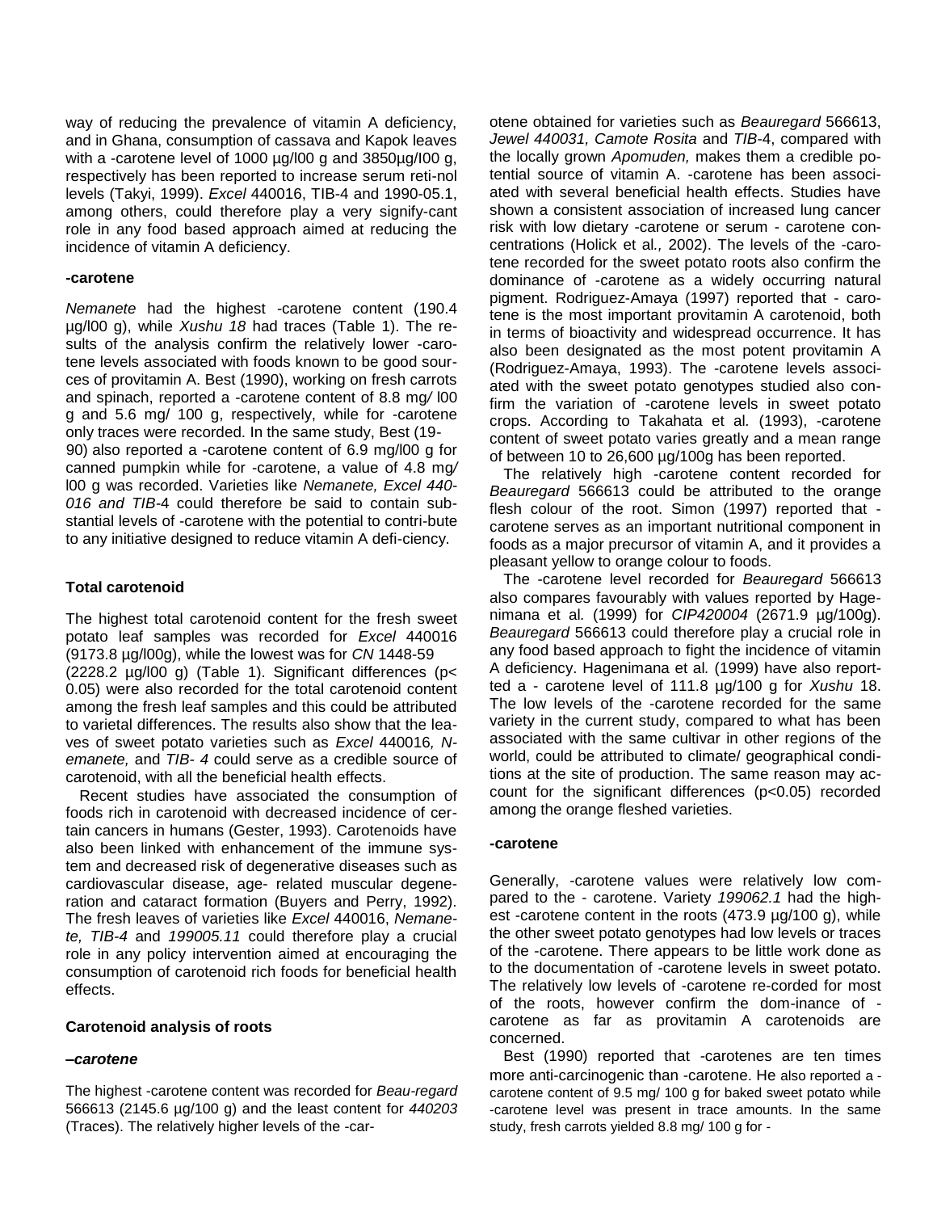way of reducing the prevalence of vitamin A deficiency, and in Ghana, consumption of cassava and Kapok leaves with a -carotene level of 1000 µg/l00 g and 3850µg/I00 g, respectively has been reported to increase serum reti-nol levels (Takyi, 1999). *Excel* 440016, TIB-4 and 1990-05.1, among others, could therefore play a very signify-cant role in any food based approach aimed at reducing the incidence of vitamin A deficiency.

**-carotene**

*Nemanete* had the highest -carotene content (190.4 µg/l00 g), while *Xushu 18* had traces (Table 1). The results of the analysis confirm the relatively lower -carotene levels associated with foods known to be good sources of provitamin A. Best (1990), working on fresh carrots and spinach, reported a -carotene content of 8.8 mg/ l00 g and 5.6 mg/ 100 g, respectively, while for -carotene only traces were recorded. In the same study, Best (19-90) also reported a -carotene content of 6.9 mg/l00 g for canned pumpkin while for -carotene, a value of 4.8 mg/ l00 g was recorded. Varieties like *Nemanete, Excel 440-016 and TIB*-4 could therefore be said to contain substantial levels of -carotene with the potential to contri-bute to any initiative designed to reduce vitamin A defi-ciency.

**Total carotenoid**

The highest total carotenoid content for the fresh sweet potato leaf samples was recorded for *Excel* 440016 (9173.8 µg/l00g), while the lowest was for *CN* 1448-59 (2228.2 µg/l00 g) (Table 1). Significant differences ($p < 0.05$) were also recorded for the total carotenoid content among the fresh leaf samples and this could be attributed to varietal differences. The results also show that the leaves of sweet potato varieties such as *Excel* 440016*, N-emanete,* and *TIB- 4* could serve as a credible source of carotenoid, with all the beneficial health effects.

Recent studies have associated the consumption of foods rich in carotenoid with decreased incidence of certain cancers in humans (Gester, 1993). Carotenoids have also been linked with enhancement of the immune system and decreased risk of degenerative diseases such as cardiovascular disease, age- related muscular degeneration and cataract formation (Buyers and Perry, 1992). The fresh leaves of varieties like *Excel* 440016, *Nemanete, TIB-4* and *199005.11* could therefore play a crucial role in any policy intervention aimed at encouraging the consumption of carotenoid rich foods for beneficial health effects.

**Carotenoid analysis of roots**

***–carotene***

The highest -carotene content was recorded for *Beau-regard* 566613 (2145.6 µg/100 g) and the least content for *440203* (Traces). The relatively higher levels of the -carotene obtained for varieties such as *Beauregard* 566613, *Jewel 440031, Camote Rosita* and *TIB*-4, compared with the locally grown *Apomuden,* makes them a credible potential source of vitamin A. -carotene has been associated with several beneficial health effects. Studies have shown a consistent association of increased lung cancer risk with low dietary -carotene or serum - carotene concentrations (Holick et al*.,* 2002). The levels of the -carotene recorded for the sweet potato roots also confirm the dominance of -carotene as a widely occurring natural pigment. Rodriguez-Amaya (1997) reported that - carotene is the most important provitamin A carotenoid, both in terms of bioactivity and widespread occurrence. It has also been designated as the most potent provitamin A (Rodriguez-Amaya, 1993). The -carotene levels associated with the sweet potato genotypes studied also confirm the variation of -carotene levels in sweet potato crops. According to Takahata et al*.* (1993), -carotene content of sweet potato varies greatly and a mean range of between 10 to 26,600 µg/100g has been reported.

The relatively high -carotene content recorded for *Beauregard* 566613 could be attributed to the orange flesh colour of the root. Simon (1997) reported that - carotene serves as an important nutritional component in foods as a major precursor of vitamin A, and it provides a pleasant yellow to orange colour to foods.

The -carotene level recorded for *Beauregard* 566613 also compares favourably with values reported by Hagenimana et al*.* (1999) for *CIP420004* (2671.9 µg/100g). *Beauregard* 566613 could therefore play a crucial role in any food based approach to fight the incidence of vitamin A deficiency. Hagenimana et al*.* (1999) have also reportted a - carotene level of 111.8 µg/100 g for *Xushu* 18. The low levels of the -carotene recorded for the same variety in the current study, compared to what has been associated with the same cultivar in other regions of the world, could be attributed to climate/ geographical conditions at the site of production. The same reason may account for the significant differences ($p<0.05$) recorded among the orange fleshed varieties.

**-carotene**

Generally, -carotene values were relatively low compared to the - carotene. Variety *199062.1* had the highest -carotene content in the roots (473.9 µg/100 g), while the other sweet potato genotypes had low levels or traces of the -carotene. There appears to be little work done as to the documentation of -carotene levels in sweet potato. The relatively low levels of -carotene re-corded for most of the roots, however confirm the dom-inance of - carotene as far as provitamin A carotenoids are concerned.

Best (1990) reported that -carotenes are ten times more anti-carcinogenic than -carotene. He also reported a - carotene content of 9.5 mg/ 100 g for baked sweet potato while -carotene level was present in trace amounts. In the same study, fresh carrots yielded 8.8 mg/ 100 g for -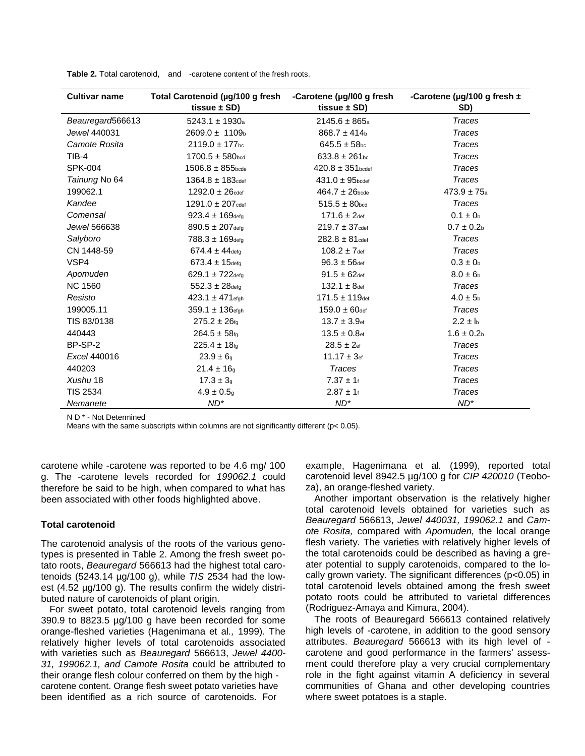**Table 2.** Total carotenoid, and -carotene content of the fresh roots.

| Cultivar name | Total Carotenoid (µg/100 g fresh tissue ± SD) | -Carotene (µg/l00 g fresh tissue ± SD) | -Carotene (µg/100 g fresh ± SD) |
|---|---|---|---|
| *Beauregard*566613 | 5243.1 ± $1930_{a}$ | 2145.6 ± $865_{a}$ | *Traces* |
| *Jewel* 440031 | 2609.0 ± $1109_{b}$ | 868.7 ± $414_{b}$ | *Traces* |
| *Camote Rosita* | 2119.0 ± $177_{bc}$ | 645.5 ± $58_{bc}$ | *Traces* |
| TIB-4 | 1700.5 ± $580_{bcd}$ | 633.8 ± $261_{bc}$ | *Traces* |
| SPK-004 | 1506.8 ± $855_{bcde}$ | 420.8 ± $351_{bcdef}$ | *Traces* |
| *Tainung* No 64 | 1364.8 ± $183_{cdef}$ | 431.0 ± $95_{bcdef}$ | *Traces* |
| 199062.1 | 1292.0 ± $26_{cdef}$ | 464.7 ± $26_{bcde}$ | 473.9 ± $75_{a}$ |
| *Kandee* | 1291.0 ± $207_{cdef}$ | 515.5 ± $80_{bcd}$ | *Traces* |
| *Comensal* | 923.4 ± $169_{defg}$ | 171.6 ± $2_{def}$ | 0.1 ± $0_{b}$ |
| *Jewel* 566638 | 890.5 ± $207_{defg}$ | 219.7 ± $37_{cdef}$ | 0.7 ± $0.2_{b}$ |
| *Salyboro* | 788.3 ± $169_{defg}$ | 282.8 ± $81_{cdef}$ | *Traces* |
| CN 1448-59 | 674.4 ± $44_{defg}$ | 108.2 ± $7_{def}$ | *Traces* |
| VSP4 | 673.4 ± $15_{defg}$ | 96.3 ± $56_{def}$ | 0.3 ± $0_{b}$ |
| *Apomuden* | 629.1 ± $722_{defg}$ | 91.5 ± $62_{def}$ | 8.0 ± $6_{b}$ |
| NC 1560 | 552.3 ± $28_{defg}$ | 132.1 ± $8_{def}$ | *Traces* |
| *Resisto* | 423.1 ± $471_{efgh}$ | 171.5 ± $119_{def}$ | 4.0 ± $5_{b}$ |
| 199005.11 | 359.1 ± $136_{efgh}$ | 159.0 ± $60_{def}$ | *Traces* |
| TIS 83/0138 | 275.2 ± $26_{fg}$ | 13.7 ± $3.9_{ef}$ | 2.2 ± $l_{b}$ |
| 440443 | 264.5 ± $58_{fg}$ | 13.5 ± $0.8_{ef}$ | 1.6 ± $0.2_{b}$ |
| BP-SP-2 | 225.4 ± $18_{fg}$ | 28.5 ± $2_{ef}$ | *Traces* |
| *Excel* 440016 | 23.9 ± $6_{g}$ | 11.17 ± $3_{ef}$ | *Traces* |
| 440203 | 21.4 ± $16_{g}$ | *Traces* | *Traces* |
| *Xushu* 18 | 17.3 ± $3_{g}$ | 7.37 ± $1_{f}$ | *Traces* |
| TIS 2534 | 4.9 ± $0.5_{g}$ | 2.87 ± $1_{f}$ | *Traces* |
| *Nemanete* | *ND\** | *ND\** | *ND\** |

N D * - Not Determined

Means with the same subscripts within columns are not significantly different (p< 0.05).

carotene while -carotene was reported to be 4.6 mg/ 100 g. The -carotene levels recorded for *199062.1* could therefore be said to be high, when compared to what has been associated with other foods highlighted above.

### Total carotenoid

The carotenoid analysis of the roots of the various genotypes is presented in Table 2. Among the fresh sweet potato roots, *Beauregard* 566613 had the highest total carotenoids (5243.14 µg/100 g), while *TIS* 2534 had the lowest (4.52 µg/100 g). The results confirm the widely distributed nature of carotenoids of plant origin.

For sweet potato, total carotenoid levels ranging from 390.9 to 8823.5 µg/100 g have been recorded for some orange-fleshed varieties (Hagenimana et al*.,* 1999). The relatively higher levels of total carotenoids associated with varieties such as *Beauregard* 566613, *Jewel 4400-31, 199062.1, and Camote Rosita* could be attributed to their orange flesh colour conferred on them by the high -carotene content. Orange flesh sweet potato varieties have been identified as a rich source of carotenoids. For example, Hagenimana et al*.* (1999), reported total carotenoid level 8942.5 µg/100 g for *CIP 420010* (Teoboza), an orange-fleshed variety.

Another important observation is the relatively higher total carotenoid levels obtained for varieties such as *Beauregard* 566613, *Jewel 440031, 199062.1* and *Camote Rosita,* compared with *Apomuden,* the local orange flesh variety. The varieties with relatively higher levels of the total carotenoids could be described as having a greater potential to supply carotenoids, compared to the locally grown variety. The significant differences (p<0.05) in total carotenoid levels obtained among the fresh sweet potato roots could be attributed to varietal differences (Rodriguez-Amaya and Kimura, 2004).

The roots of Beauregard 566613 contained relatively high levels of -carotene, in addition to the good sensory attributes. *Beauregard* 566613 with its high level of -carotene and good performance in the farmers' assessment could therefore play a very crucial complementary role in the fight against vitamin A deficiency in several communities of Ghana and other developing countries where sweet potatoes is a staple.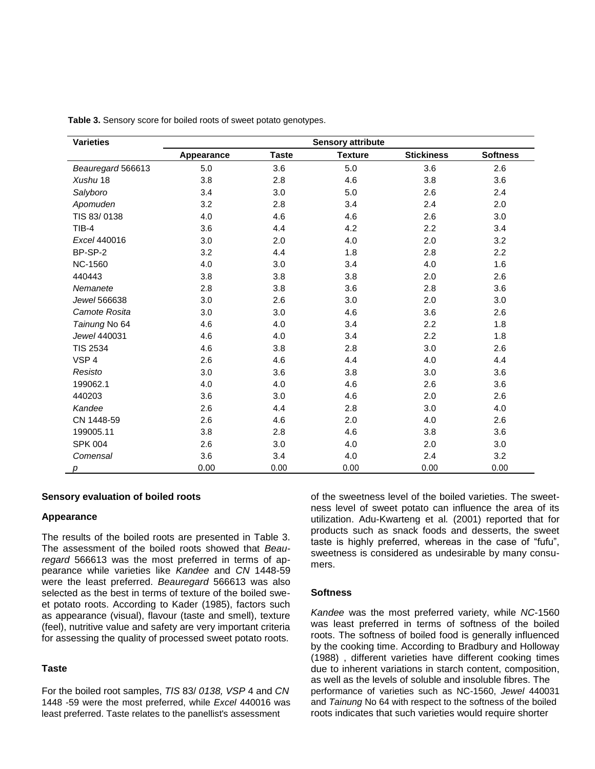**Table 3.** Sensory score for boiled roots of sweet potato genotypes.

| Varieties | Sensory attribute | | | | |
|---|---|---|---|---|---|
| | Appearance | Taste | Texture | Stickiness | Softness |
| *Beauregard* 566613 | 5.0 | 3.6 | 5.0 | 3.6 | 2.6 |
| *Xushu* 18 | 3.8 | 2.8 | 4.6 | 3.8 | 3.6 |
| *Salyboro* | 3.4 | 3.0 | 5.0 | 2.6 | 2.4 |
| *Apomuden* | 3.2 | 2.8 | 3.4 | 2.4 | 2.0 |
| TIS 83/ 0138 | 4.0 | 4.6 | 4.6 | 2.6 | 3.0 |
| TIB-4 | 3.6 | 4.4 | 4.2 | 2.2 | 3.4 |
| *Excel* 440016 | 3.0 | 2.0 | 4.0 | 2.0 | 3.2 |
| BP-SP-2 | 3.2 | 4.4 | 1.8 | 2.8 | 2.2 |
| NC-1560 | 4.0 | 3.0 | 3.4 | 4.0 | 1.6 |
| 440443 | 3.8 | 3.8 | 3.8 | 2.0 | 2.6 |
| *Nemanete* | 2.8 | 3.8 | 3.6 | 2.8 | 3.6 |
| *Jewel* 566638 | 3.0 | 2.6 | 3.0 | 2.0 | 3.0 |
| *Camote Rosita* | 3.0 | 3.0 | 4.6 | 3.6 | 2.6 |
| *Tainung* No 64 | 4.6 | 4.0 | 3.4 | 2.2 | 1.8 |
| *Jewel* 440031 | 4.6 | 4.0 | 3.4 | 2.2 | 1.8 |
| TIS 2534 | 4.6 | 3.8 | 2.8 | 3.0 | 2.6 |
| VSP 4 | 2.6 | 4.6 | 4.4 | 4.0 | 4.4 |
| *Resisto* | 3.0 | 3.6 | 3.8 | 3.0 | 3.6 |
| 199062.1 | 4.0 | 4.0 | 4.6 | 2.6 | 3.6 |
| 440203 | 3.6 | 3.0 | 4.6 | 2.0 | 2.6 |
| *Kandee* | 2.6 | 4.4 | 2.8 | 3.0 | 4.0 |
| CN 1448-59 | 2.6 | 4.6 | 2.0 | 4.0 | 2.6 |
| 199005.11 | 3.8 | 2.8 | 4.6 | 3.8 | 3.6 |
| SPK 004 | 2.6 | 3.0 | 4.0 | 2.0 | 3.0 |
| *Comensal* | 3.6 | 3.4 | 4.0 | 2.4 | 3.2 |
| *p* | 0.00 | 0.00 | 0.00 | 0.00 | 0.00 |

### Sensory evaluation of boiled roots

#### Appearance

The results of the boiled roots are presented in Table 3. The assessment of the boiled roots showed that *Beauregard* 566613 was the most preferred in terms of appearance while varieties like *Kandee* and *CN* 1448-59 were the least preferred. *Beauregard* 566613 was also selected as the best in terms of texture of the boiled sweet potato roots. According to Kader (1985), factors such as appearance (visual), flavour (taste and smell), texture (feel), nutritive value and safety are very important criteria for assessing the quality of processed sweet potato roots.

#### Taste

For the boiled root samples, *TIS* 83/ *0138, VSP* 4 and *CN* 1448 -59 were the most preferred, while *Excel* 440016 was least preferred. Taste relates to the panellist's assessment of the sweetness level of the boiled varieties. The sweetness level of sweet potato can influence the area of its utilization. Adu-Kwarteng et al. (2001) reported that for products such as snack foods and desserts, the sweet taste is highly preferred, whereas in the case of "fufu", sweetness is considered as undesirable by many consumers.

#### Softness

*Kandee* was the most preferred variety, while *NC*-1560 was least preferred in terms of softness of the boiled roots. The softness of boiled food is generally influenced by the cooking time. According to Bradbury and Holloway (1988) , different varieties have different cooking times due to inherent variations in starch content, composition, as well as the levels of soluble and insoluble fibres. The performance of varieties such as NC-1560, *Jewel* 440031 and *Tainung* No 64 with respect to the softness of the boiled roots indicates that such varieties would require shorter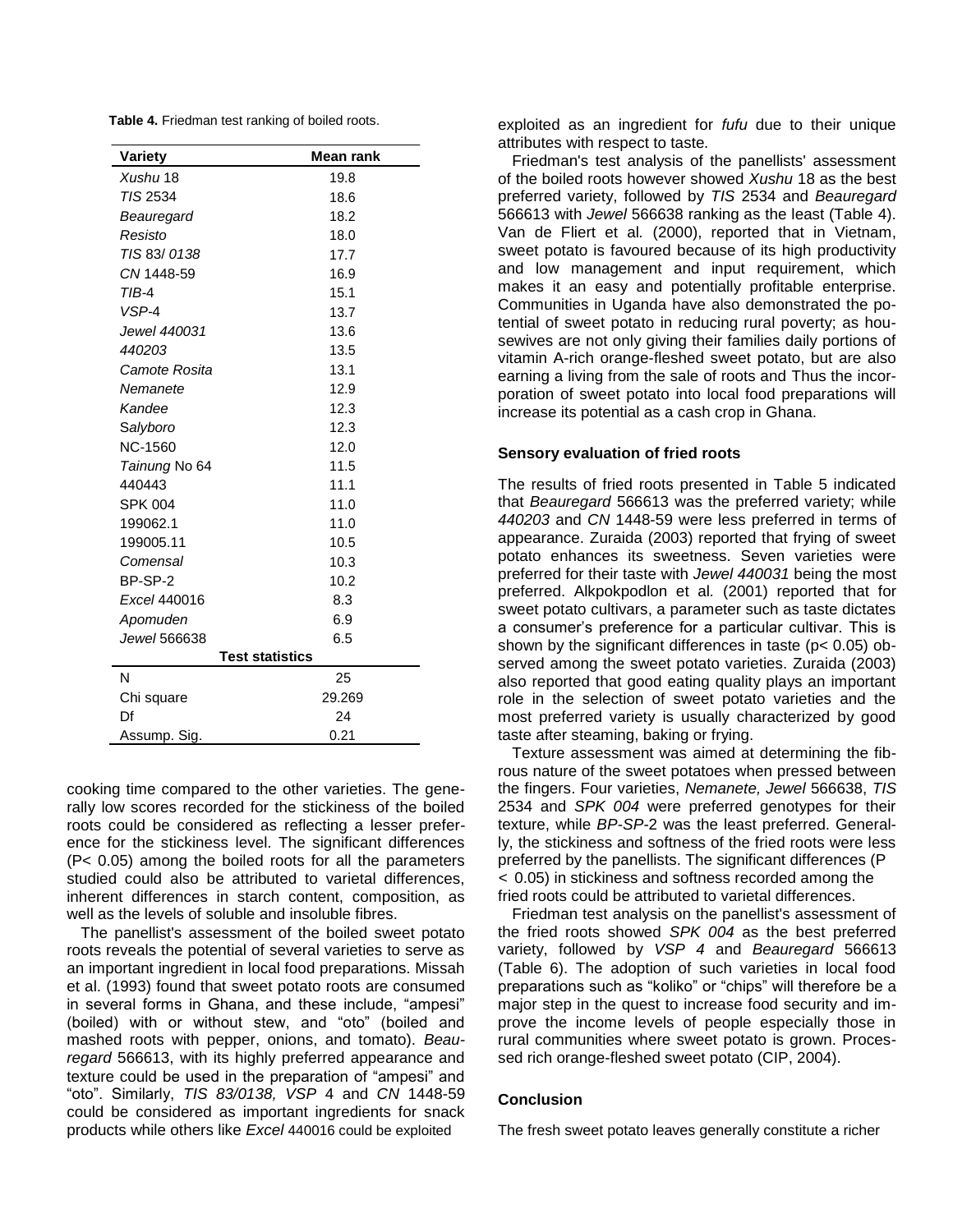**Table 4.** Friedman test ranking of boiled roots.

| Variety | Mean rank |
|---|---|
| *Xushu* 18 | 19.8 |
| *TIS* 2534 | 18.6 |
| *Beauregard* | 18.2 |
| *Resisto* | 18.0 |
| *TIS* 83/ *0138* | 17.7 |
| *CN* 1448-59 | 16.9 |
| *TIB*-4 | 15.1 |
| *VSP*-4 | 13.7 |
| *Jewel 440031* | 13.6 |
| *440203* | 13.5 |
| *Camote Rosita* | 13.1 |
| *Nemanete* | 12.9 |
| *Kandee* | 12.3 |
| S*alyboro* | 12.3 |
| NC-1560 | 12.0 |
| *Tainung* No 64 | 11.5 |
| 440443 | 11.1 |
| SPK 004 | 11.0 |
| 199062.1 | 11.0 |
| 199005.11 | 10.5 |
| *Comensal* | 10.3 |
| BP-SP-2 | 10.2 |
| *Excel* 440016 | 8.3 |
| *Apomuden* | 6.9 |
| *Jewel* 566638 | 6.5 |
| **Test statistics** | |
| N | 25 |
| Chi square | 29.269 |
| Df | 24 |
| Assump. Sig. | 0.21 |

cooking time compared to the other varieties. The generally low scores recorded for the stickiness of the boiled roots could be considered as reflecting a lesser preference for the stickiness level. The significant differences ($P < 0.05$) among the boiled roots for all the parameters studied could also be attributed to varietal differences, inherent differences in starch content, composition, as well as the levels of soluble and insoluble fibres.

The panellist's assessment of the boiled sweet potato roots reveals the potential of several varieties to serve as an important ingredient in local food preparations. Missah et al. (1993) found that sweet potato roots are consumed in several forms in Ghana, and these include, "ampesi" (boiled) with or without stew, and "oto" (boiled and mashed roots with pepper, onions, and tomato). *Beauregard* 566613, with its highly preferred appearance and texture could be used in the preparation of "ampesi" and "oto". Similarly, *TIS 83/0138, VSP* 4 and *CN* 1448-59 could be considered as important ingredients for snack products while others like *Excel* 440016 could be exploited as an ingredient for *fufu* due to their unique attributes with respect to taste*.*

Friedman's test analysis of the panellists' assessment of the boiled roots however showed *Xushu* 18 as the best preferred variety, followed by *TIS* 2534 and *Beauregard* 566613 with *Jewel* 566638 ranking as the least (Table 4). Van de Fliert et al*.* (2000), reported that in Vietnam, sweet potato is favoured because of its high productivity and low management and input requirement, which makes it an easy and potentially profitable enterprise. Communities in Uganda have also demonstrated the potential of sweet potato in reducing rural poverty; as housewives are not only giving their families daily portions of vitamin A-rich orange-fleshed sweet potato, but are also earning a living from the sale of roots and Thus the incorporation of sweet potato into local food preparations will increase its potential as a cash crop in Ghana.

### Sensory evaluation of fried roots

The results of fried roots presented in Table 5 indicated that *Beauregard* 566613 was the preferred variety; while *440203* and *CN* 1448-59 were less preferred in terms of appearance. Zuraida (2003) reported that frying of sweet potato enhances its sweetness. Seven varieties were preferred for their taste with *Jewel 440031* being the most preferred. Alkpokpodlon et al*.* (2001) reported that for sweet potato cultivars, a parameter such as taste dictates a consumer's preference for a particular cultivar. This is shown by the significant differences in taste ($p < 0.05$) observed among the sweet potato varieties. Zuraida (2003) also reported that good eating quality plays an important role in the selection of sweet potato varieties and the most preferred variety is usually characterized by good taste after steaming, baking or frying.

Texture assessment was aimed at determining the fibrous nature of the sweet potatoes when pressed between the fingers. Four varieties, *Nemanete, Jewel* 566638, *TIS* 2534 and *SPK 004* were preferred genotypes for their texture, while *BP-SP*-2 was the least preferred. Generally, the stickiness and softness of the fried roots were less preferred by the panellists. The significant differences ($P < 0.05$) in stickiness and softness recorded among the fried roots could be attributed to varietal differences.

Friedman test analysis on the panellist's assessment of the fried roots showed *SPK 004* as the best preferred variety, followed by *VSP 4* and *Beauregard* 566613 (Table 6). The adoption of such varieties in local food preparations such as "koliko" or "chips" will therefore be a major step in the quest to increase food security and improve the income levels of people especially those in rural communities where sweet potato is grown. Processed rich orange-fleshed sweet potato (CIP, 2004).

## Conclusion

The fresh sweet potato leaves generally constitute a richer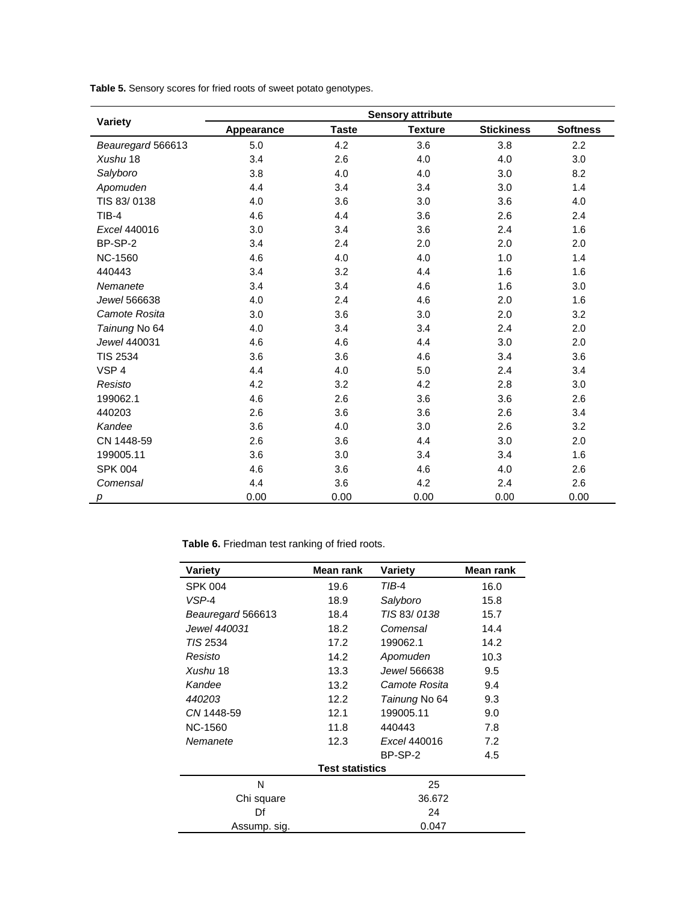**Table 5.** Sensory scores for fried roots of sweet potato genotypes.

| Variety | Sensory attribute | | | | |
|---|---|---|---|---|---|
| | Appearance | Taste | Texture | Stickiness | Softness |
| *Beauregard* 566613 | 5.0 | 4.2 | 3.6 | 3.8 | 2.2 |
| *Xushu* 18 | 3.4 | 2.6 | 4.0 | 4.0 | 3.0 |
| *Salyboro* | 3.8 | 4.0 | 4.0 | 3.0 | 8.2 |
| *Apomuden* | 4.4 | 3.4 | 3.4 | 3.0 | 1.4 |
| TIS 83/ 0138 | 4.0 | 3.6 | 3.0 | 3.6 | 4.0 |
| TIB-4 | 4.6 | 4.4 | 3.6 | 2.6 | 2.4 |
| *Excel* 440016 | 3.0 | 3.4 | 3.6 | 2.4 | 1.6 |
| BP-SP-2 | 3.4 | 2.4 | 2.0 | 2.0 | 2.0 |
| NC-1560 | 4.6 | 4.0 | 4.0 | 1.0 | 1.4 |
| 440443 | 3.4 | 3.2 | 4.4 | 1.6 | 1.6 |
| *Nemanete* | 3.4 | 3.4 | 4.6 | 1.6 | 3.0 |
| *Jewel* 566638 | 4.0 | 2.4 | 4.6 | 2.0 | 1.6 |
| *Camote Rosita* | 3.0 | 3.6 | 3.0 | 2.0 | 3.2 |
| *Tainung* No 64 | 4.0 | 3.4 | 3.4 | 2.4 | 2.0 |
| *Jewel* 440031 | 4.6 | 4.6 | 4.4 | 3.0 | 2.0 |
| TIS 2534 | 3.6 | 3.6 | 4.6 | 3.4 | 3.6 |
| VSP 4 | 4.4 | 4.0 | 5.0 | 2.4 | 3.4 |
| *Resisto* | 4.2 | 3.2 | 4.2 | 2.8 | 3.0 |
| 199062.1 | 4.6 | 2.6 | 3.6 | 3.6 | 2.6 |
| 440203 | 2.6 | 3.6 | 3.6 | 2.6 | 3.4 |
| *Kandee* | 3.6 | 4.0 | 3.0 | 2.6 | 3.2 |
| CN 1448-59 | 2.6 | 3.6 | 4.4 | 3.0 | 2.0 |
| 199005.11 | 3.6 | 3.0 | 3.4 | 3.4 | 1.6 |
| SPK 004 | 4.6 | 3.6 | 4.6 | 4.0 | 2.6 |
| *Comensal* | 4.4 | 3.6 | 4.2 | 2.4 | 2.6 |
| *p* | 0.00 | 0.00 | 0.00 | 0.00 | 0.00 |

**Table 6.** Friedman test ranking of fried roots.

| Variety | Mean rank | Variety | Mean rank |
|---|---|---|---|
| SPK 004 | 19.6 | *TIB*-4 | 16.0 |
| *VSP*-4 | 18.9 | *Salyboro* | 15.8 |
| *Beauregard* 566613 | 18.4 | *TIS* 83/ *0138* | 15.7 |
| *Jewel 440031* | 18.2 | *Comensal* | 14.4 |
| *TIS* 2534 | 17.2 | 199062.1 | 14.2 |
| *Resisto* | 14.2 | *Apomuden* | 10.3 |
| *Xushu* 18 | 13.3 | *Jewel* 566638 | 9.5 |
| *Kandee* | 13.2 | *Camote Rosita* | 9.4 |
| *440203* | 12.2 | *Tainung* No 64 | 9.3 |
| *CN* 1448-59 | 12.1 | 199005.11 | 9.0 |
| NC-1560 | 11.8 | 440443 | 7.8 |
| *Nemanete* | 12.3 | *Excel* 440016 | 7.2 |
| | | BP-SP-2 | 4.5 |
| **Test statistics** | | | |
| N | 25 | | |
| Chi square | 36.672 | | |
| Df | 24 | | |
| Assump. sig. | 0.047 | | |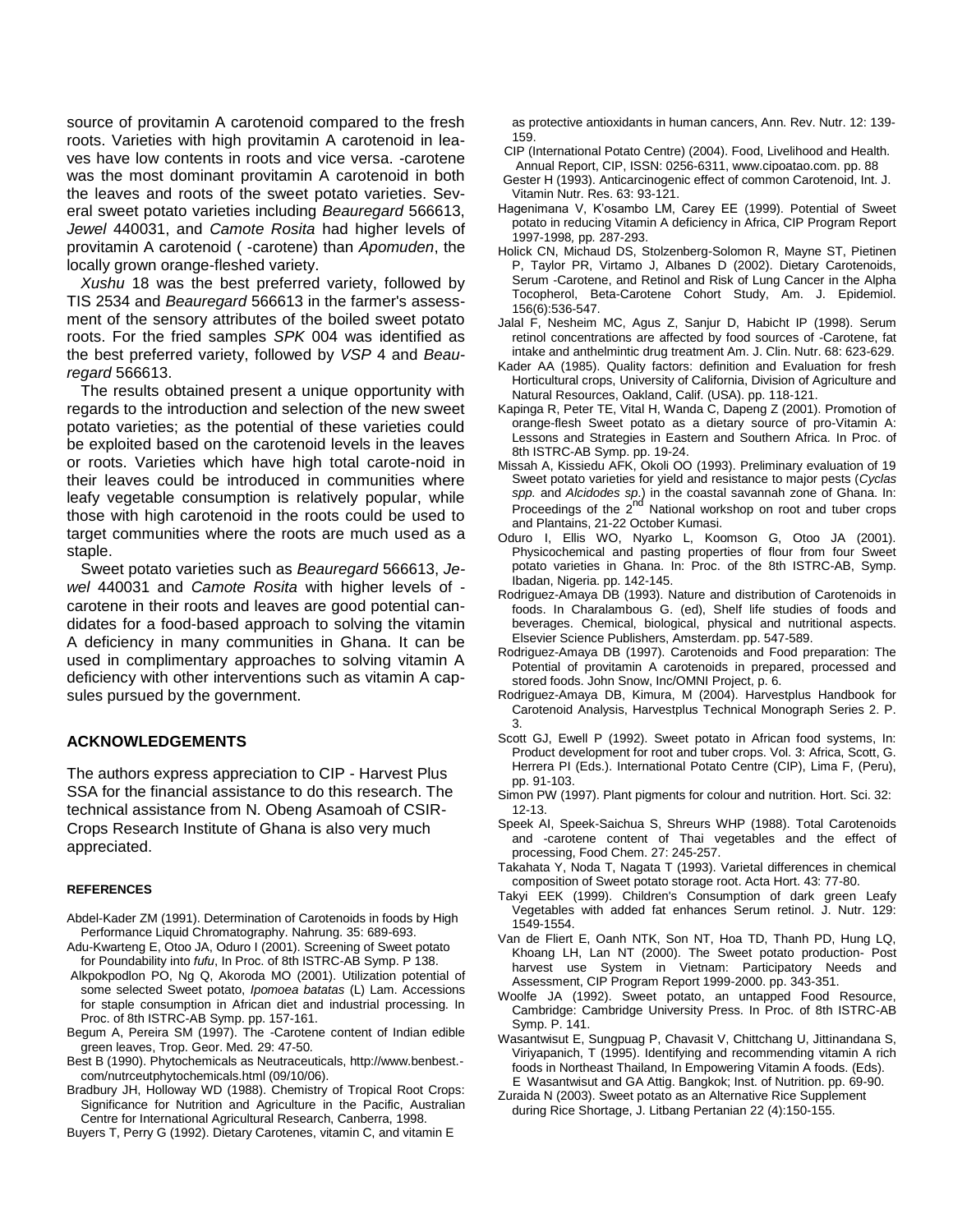source of provitamin A carotenoid compared to the fresh roots. Varieties with high provitamin A carotenoid in leaves have low contents in roots and vice versa. -carotene was the most dominant provitamin A carotenoid in both the leaves and roots of the sweet potato varieties. Several sweet potato varieties including *Beauregard* 566613, *Jewel* 440031, and *Camote Rosita* had higher levels of provitamin A carotenoid ( -carotene) than *Apomuden*, the locally grown orange-fleshed variety.

*Xushu* 18 was the best preferred variety, followed by TIS 2534 and *Beauregard* 566613 in the farmer's assessment of the sensory attributes of the boiled sweet potato roots. For the fried samples *SPK* 004 was identified as the best preferred variety, followed by *VSP* 4 and *Beauregard* 566613.

The results obtained present a unique opportunity with regards to the introduction and selection of the new sweet potato varieties; as the potential of these varieties could be exploited based on the carotenoid levels in the leaves or roots. Varieties which have high total carote-noid in their leaves could be introduced in communities where leafy vegetable consumption is relatively popular, while those with high carotenoid in the roots could be used to target communities where the roots are much used as a staple.

Sweet potato varieties such as *Beauregard* 566613, *Jewel* 440031 and *Camote Rosita* with higher levels of -carotene in their roots and leaves are good potential candidates for a food-based approach to solving the vitamin A deficiency in many communities in Ghana. It can be used in complimentary approaches to solving vitamin A deficiency with other interventions such as vitamin A capsules pursued by the government.

## ACKNOWLEDGEMENTS

The authors express appreciation to CIP - Harvest Plus SSA for the financial assistance to do this research. The technical assistance from N. Obeng Asamoah of CSIR-Crops Research Institute of Ghana is also very much appreciated.

## REFERENCES

Abdel-Kader ZM (1991). Determination of Carotenoids in foods by High Performance Liquid Chromatography. Nahrung. 35: 689-693.

Adu-Kwarteng E, Otoo JA, Oduro I (2001). Screening of Sweet potato for Poundability into *fufu*, In Proc. of 8th ISTRC-AB Symp. P 138.

Alkpokpodlon PO, Ng Q, Akoroda MO (2001). Utilization potential of some selected Sweet potato, *Ipomoea batatas* (L) Lam. Accessions for staple consumption in African diet and industrial processing. In Proc. of 8th ISTRC-AB Symp. pp. 157-161.

Begum A, Pereira SM (1997). The -Carotene content of Indian edible green leaves, Trop. Geor. Med. 29: 47-50.

Best B (1990). Phytochemicals as Neutraceuticals, http://www.benbest.-com/nutrceutphytochemicals.html (09/10/06).

Bradbury JH, Holloway WD (1988). Chemistry of Tropical Root Crops: Significance for Nutrition and Agriculture in the Pacific, Australian Centre for International Agricultural Research, Canberra, 1998.

Buyers T, Perry G (1992). Dietary Carotenes, vitamin C, and vitamin E as protective antioxidants in human cancers, Ann. Rev. Nutr. 12: 139-159.

CIP (International Potato Centre) (2004). Food, Livelihood and Health. Annual Report, CIP, ISSN: 0256-6311, www.cipoatao.com. pp 88

Gester H (1993). Anticarcinogenic effect of common Carotenoid, Int. J. Vitamin Nutr. Res. 63: 93-121.

Hagenimana V, K'osambo LM, Carey EE (1999). Potential of Sweet potato in reducing Vitamin A deficiency in Africa, CIP Program Report 1997-1998, pp. 287-293.

Holick CN, Michaud DS, Stolzenberg-Solomon R, Mayne ST, Pietinen P, Taylor PR, Virtamo J, Albanes D (2002). Dietary Carotenoids, Serum -Carotene, and Retinol and Risk of Lung Cancer in the Alpha Tocopherol, Beta-Carotene Cohort Study, Am. J. Epidemiol. 156(6):536-547.

Jalal F, Nesheim MC, Agus Z, Sanjur D, Habicht IP (1998). Serum retinol concentrations are affected by food sources of -Carotene, fat intake and anthelmintic drug treatment Am. J. Clin. Nutr. 68: 623-629.

Kader AA (1985). Quality factors: definition and Evaluation for fresh Horticultural crops, University of California, Division of Agriculture and Natural Resources, Oakland, Calif. (USA). pp. 118-121.

Kapinga R, Peter TE, Vital H, Wanda C, Dapeng Z (2001). Promotion of orange-flesh Sweet potato as a dietary source of pro-Vitamin A: Lessons and Strategies in Eastern and Southern Africa. In Proc. of 8th ISTRC-AB Symp. pp. 19-24.

Missah A, Kissiedu AFK, Okoli OO (1993). Preliminary evaluation of 19 Sweet potato varieties for yield and resistance to major pests (*Cyclas spp.* and *Alcidodes sp.*) in the coastal savannah zone of Ghana. In: Proceedings of the 2nd National workshop on root and tuber crops and Plantains, 21-22 October Kumasi.

Oduro I, Ellis WO, Nyarko L, Koomson G, Otoo JA (2001). Physicochemical and pasting properties of flour from four Sweet potato varieties in Ghana. In: Proc. of the 8th ISTRC-AB, Symp. Ibadan, Nigeria. pp. 142-145.

Rodriguez-Amaya DB (1993). Nature and distribution of Carotenoids in foods. In Charalambous G. (ed), Shelf life studies of foods and beverages. Chemical, biological, physical and nutritional aspects. Elsevier Science Publishers, Amsterdam. pp. 547-589.

Rodriguez-Amaya DB (1997). Carotenoids and Food preparation: The Potential of provitamin A carotenoids in prepared, processed and stored foods. John Snow, Inc/OMNI Project, p. 6.

Rodriguez-Amaya DB, Kimura, M (2004). Harvestplus Handbook for Carotenoid Analysis, Harvestplus Technical Monograph Series 2. P. 3.

Scott GJ, Ewell P (1992). Sweet potato in African food systems, In: Product development for root and tuber crops. Vol. 3: Africa, Scott, G. Herrera PI (Eds.). International Potato Centre (CIP), Lima F, (Peru), pp. 91-103.

Simon PW (1997). Plant pigments for colour and nutrition. Hort. Sci. 32: 12-13.

Speek AI, Speek-Saichua S, Shreurs WHP (1988). Total Carotenoids and -carotene content of Thai vegetables and the effect of processing, Food Chem. 27: 245-257.

Takahata Y, Noda T, Nagata T (1993). Varietal differences in chemical composition of Sweet potato storage root. Acta Hort. 43: 77-80.

Takyi EEK (1999). Children's Consumption of dark green Leafy Vegetables with added fat enhances Serum retinol. J. Nutr. 129: 1549-1554.

Van de Fliert E, Oanh NTK, Son NT, Hoa TD, Thanh PD, Hung LQ, Khoang LH, Lan NT (2000). The Sweet potato production- Post harvest use System in Vietnam: Participatory Needs and Assessment, CIP Program Report 1999-2000. pp. 343-351.

Woolfe JA (1992). Sweet potato, an untapped Food Resource, Cambridge: Cambridge University Press. In Proc. of 8th ISTRC-AB Symp. P. 141.

Wasantwisut E, Sungpuag P, Chavasit V, Chittchang U, Jittinandana S, Viriyapanich, T (1995). Identifying and recommending vitamin A rich foods in Northeast Thailand, In Empowering Vitamin A foods. (Eds). E Wasantwisut and GA Attig. Bangkok; Inst. of Nutrition. pp. 69-90.

Zuraida N (2003). Sweet potato as an Alternative Rice Supplement during Rice Shortage, J. Litbang Pertanian 22 (4):150-155.